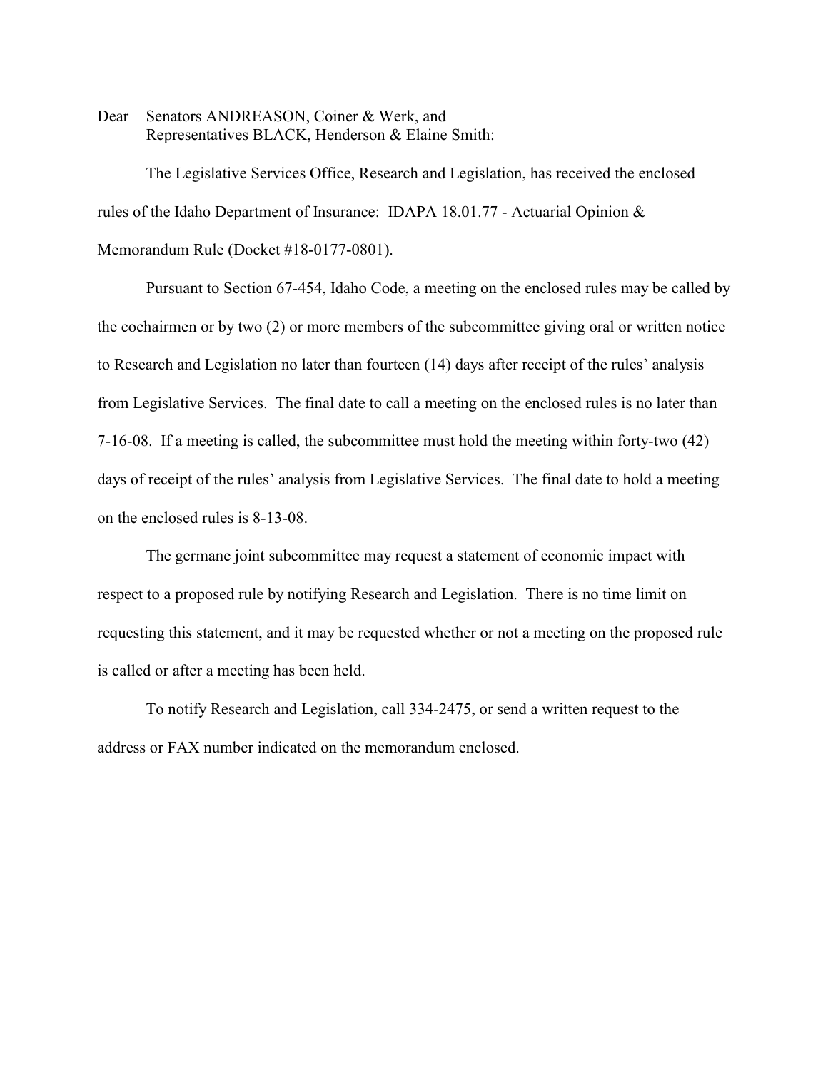Dear Senators ANDREASON, Coiner & Werk, and
Representatives BLACK, Henderson & Elaine Smith:

The Legislative Services Office, Research and Legislation, has received the enclosed rules of the Idaho Department of Insurance: IDAPA 18.01.77 - Actuarial Opinion & Memorandum Rule (Docket #18-0177-0801).

Pursuant to Section 67-454, Idaho Code, a meeting on the enclosed rules may be called by the cochairmen or by two (2) or more members of the subcommittee giving oral or written notice to Research and Legislation no later than fourteen (14) days after receipt of the rules' analysis from Legislative Services. The final date to call a meeting on the enclosed rules is no later than 7-16-08. If a meeting is called, the subcommittee must hold the meeting within forty-two (42) days of receipt of the rules' analysis from Legislative Services. The final date to hold a meeting on the enclosed rules is 8-13-08.

______The germane joint subcommittee may request a statement of economic impact with respect to a proposed rule by notifying Research and Legislation. There is no time limit on requesting this statement, and it may be requested whether or not a meeting on the proposed rule is called or after a meeting has been held.

To notify Research and Legislation, call 334-2475, or send a written request to the address or FAX number indicated on the memorandum enclosed.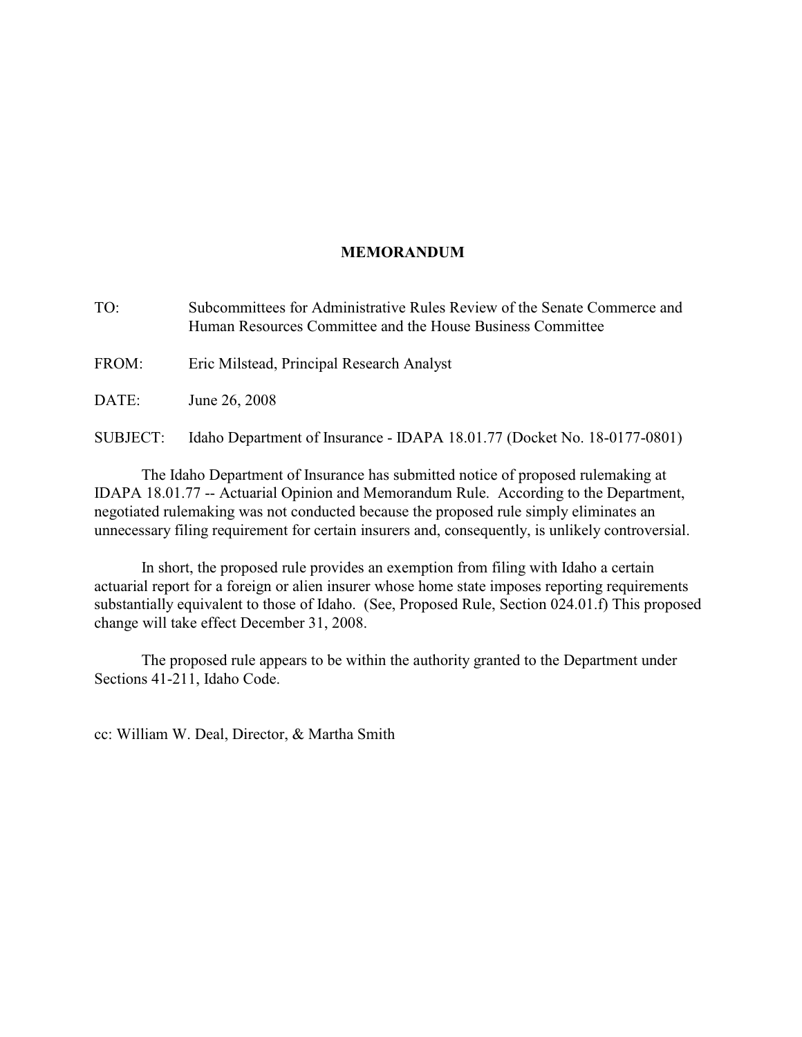# MEMORANDUM

TO: Subcommittees for Administrative Rules Review of the Senate Commerce and Human Resources Committee and the House Business Committee

FROM: Eric Milstead, Principal Research Analyst

DATE: June 26, 2008

SUBJECT: Idaho Department of Insurance - IDAPA 18.01.77 (Docket No. 18-0177-0801)

The Idaho Department of Insurance has submitted notice of proposed rulemaking at IDAPA 18.01.77 -- Actuarial Opinion and Memorandum Rule. According to the Department, negotiated rulemaking was not conducted because the proposed rule simply eliminates an unnecessary filing requirement for certain insurers and, consequently, is unlikely controversial.

In short, the proposed rule provides an exemption from filing with Idaho a certain actuarial report for a foreign or alien insurer whose home state imposes reporting requirements substantially equivalent to those of Idaho. (See, Proposed Rule, Section 024.01.f) This proposed change will take effect December 31, 2008.

The proposed rule appears to be within the authority granted to the Department under Sections 41-211, Idaho Code.

cc: William W. Deal, Director, & Martha Smith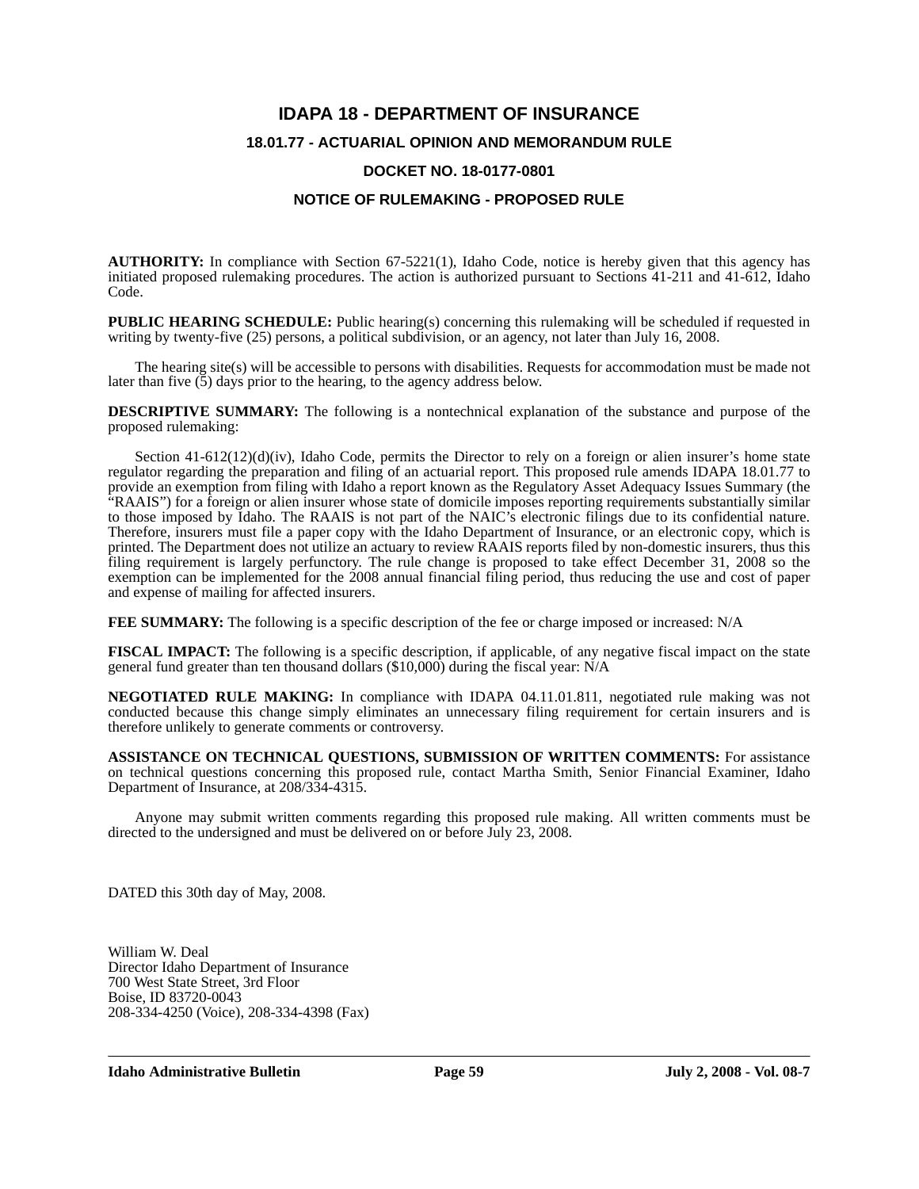# IDAPA 18 - DEPARTMENT OF INSURANCE

## 18.01.77 - ACTUARIAL OPINION AND MEMORANDUM RULE

## DOCKET NO. 18-0177-0801

## NOTICE OF RULEMAKING - PROPOSED RULE

**AUTHORITY:** In compliance with Section 67-5221(1), Idaho Code, notice is hereby given that this agency has initiated proposed rulemaking procedures. The action is authorized pursuant to Sections 41-211 and 41-612, Idaho Code.

**PUBLIC HEARING SCHEDULE:** Public hearing(s) concerning this rulemaking will be scheduled if requested in writing by twenty-five (25) persons, a political subdivision, or an agency, not later than July 16, 2008.

The hearing site(s) will be accessible to persons with disabilities. Requests for accommodation must be made not later than five (5) days prior to the hearing, to the agency address below.

**DESCRIPTIVE SUMMARY:** The following is a nontechnical explanation of the substance and purpose of the proposed rulemaking:

Section 41-612(12)(d)(iv), Idaho Code, permits the Director to rely on a foreign or alien insurer's home state regulator regarding the preparation and filing of an actuarial report. This proposed rule amends IDAPA 18.01.77 to provide an exemption from filing with Idaho a report known as the Regulatory Asset Adequacy Issues Summary (the "RAAIS") for a foreign or alien insurer whose state of domicile imposes reporting requirements substantially similar to those imposed by Idaho. The RAAIS is not part of the NAIC's electronic filings due to its confidential nature. Therefore, insurers must file a paper copy with the Idaho Department of Insurance, or an electronic copy, which is printed. The Department does not utilize an actuary to review RAAIS reports filed by non-domestic insurers, thus this filing requirement is largely perfunctory. The rule change is proposed to take effect December 31, 2008 so the exemption can be implemented for the 2008 annual financial filing period, thus reducing the use and cost of paper and expense of mailing for affected insurers.

**FEE SUMMARY:** The following is a specific description of the fee or charge imposed or increased: N/A

**FISCAL IMPACT:** The following is a specific description, if applicable, of any negative fiscal impact on the state general fund greater than ten thousand dollars ($10,000) during the fiscal year: N/A

**NEGOTIATED RULE MAKING:** In compliance with IDAPA 04.11.01.811, negotiated rule making was not conducted because this change simply eliminates an unnecessary filing requirement for certain insurers and is therefore unlikely to generate comments or controversy.

**ASSISTANCE ON TECHNICAL QUESTIONS, SUBMISSION OF WRITTEN COMMENTS:** For assistance on technical questions concerning this proposed rule, contact Martha Smith, Senior Financial Examiner, Idaho Department of Insurance, at 208/334-4315.

Anyone may submit written comments regarding this proposed rule making. All written comments must be directed to the undersigned and must be delivered on or before July 23, 2008.

DATED this 30th day of May, 2008.

William W. Deal
Director Idaho Department of Insurance
700 West State Street, 3rd Floor
Boise, ID 83720-0043
208-334-4250 (Voice), 208-334-4398 (Fax)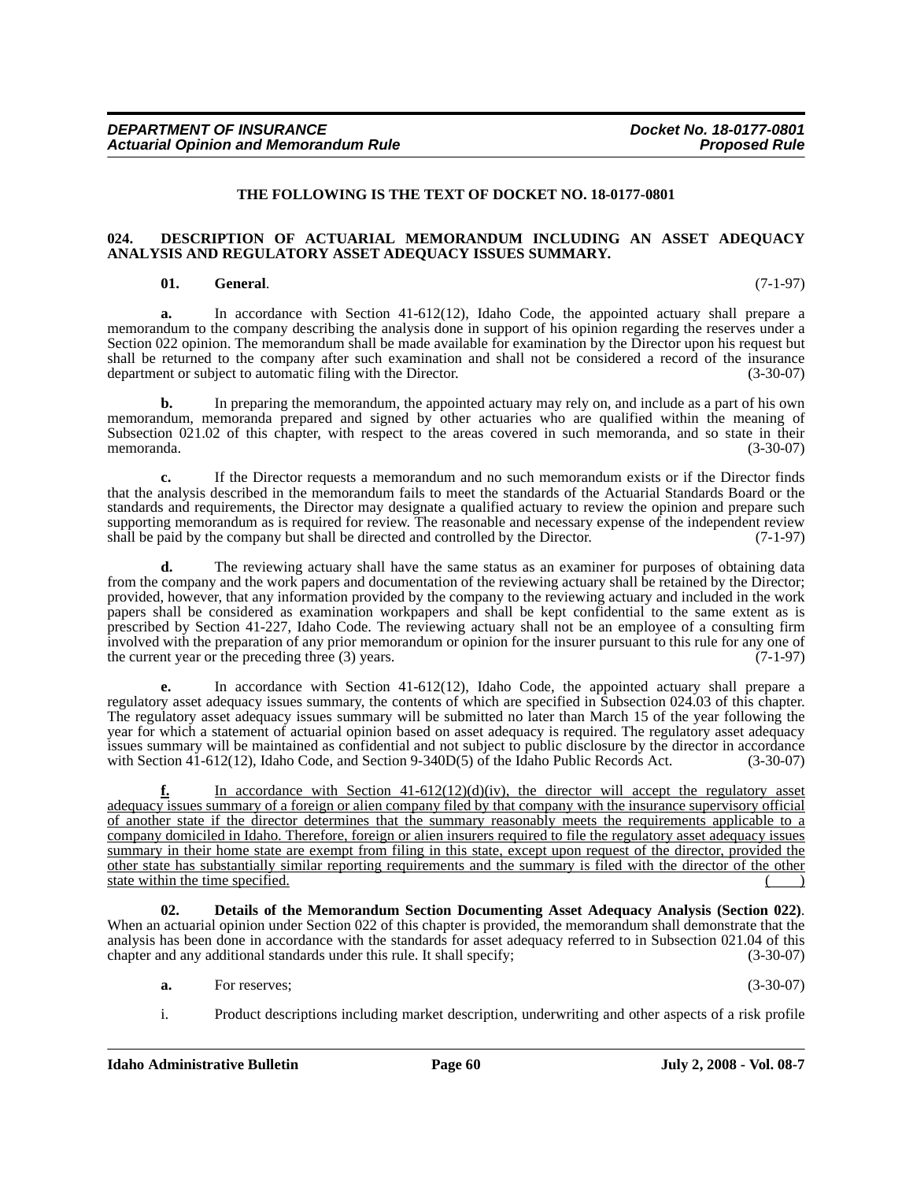**THE FOLLOWING IS THE TEXT OF DOCKET NO. 18-0177-0801**

**024. DESCRIPTION OF ACTUARIAL MEMORANDUM INCLUDING AN ASSET ADEQUACY ANALYSIS AND REGULATORY ASSET ADEQUACY ISSUES SUMMARY.**

**01. General**. (7-1-97)

**a.** In accordance with Section 41-612(12), Idaho Code, the appointed actuary shall prepare a memorandum to the company describing the analysis done in support of his opinion regarding the reserves under a Section 022 opinion. The memorandum shall be made available for examination by the Director upon his request but shall be returned to the company after such examination and shall not be considered a record of the insurance department or subject to automatic filing with the Director. (3-30-07)

**b.** In preparing the memorandum, the appointed actuary may rely on, and include as a part of his own memorandum, memoranda prepared and signed by other actuaries who are qualified within the meaning of Subsection 021.02 of this chapter, with respect to the areas covered in such memoranda, and so state in their memoranda. (3-30-07)

**c.** If the Director requests a memorandum and no such memorandum exists or if the Director finds that the analysis described in the memorandum fails to meet the standards of the Actuarial Standards Board or the standards and requirements, the Director may designate a qualified actuary to review the opinion and prepare such supporting memorandum as is required for review. The reasonable and necessary expense of the independent review shall be paid by the company but shall be directed and controlled by the Director. (7-1-97)

**d.** The reviewing actuary shall have the same status as an examiner for purposes of obtaining data from the company and the work papers and documentation of the reviewing actuary shall be retained by the Director; provided, however, that any information provided by the company to the reviewing actuary and included in the work papers shall be considered as examination workpapers and shall be kept confidential to the same extent as is prescribed by Section 41-227, Idaho Code. The reviewing actuary shall not be an employee of a consulting firm involved with the preparation of any prior memorandum or opinion for the insurer pursuant to this rule for any one of the current year or the preceding three (3) years. (7-1-97)

**e.** In accordance with Section 41-612(12), Idaho Code, the appointed actuary shall prepare a regulatory asset adequacy issues summary, the contents of which are specified in Subsection 024.03 of this chapter. The regulatory asset adequacy issues summary will be submitted no later than March 15 of the year following the year for which a statement of actuarial opinion based on asset adequacy is required. The regulatory asset adequacy issues summary will be maintained as confidential and not subject to public disclosure by the director in accordance with Section 41-612(12), Idaho Code, and Section 9-340D(5) of the Idaho Public Records Act. (3-30-07)

<u>**f.** In accordance with Section 41-612(12)(d)(iv), the director will accept the regulatory asset adequacy issues summary of a foreign or alien company filed by that company with the insurance supervisory official of another state if the director determines that the summary reasonably meets the requirements applicable to a company domiciled in Idaho. Therefore, foreign or alien insurers required to file the regulatory asset adequacy issues summary in their home state are exempt from filing in this state, except upon request of the director, provided the other state has substantially similar reporting requirements and the summary is filed with the director of the other state within the time specified.</u> (    )

**02. Details of the Memorandum Section Documenting Asset Adequacy Analysis (Section 022)**. When an actuarial opinion under Section 022 of this chapter is provided, the memorandum shall demonstrate that the analysis has been done in accordance with the standards for asset adequacy referred to in Subsection 021.04 of this chapter and any additional standards under this rule. It shall specify; (3-30-07)

**a.** For reserves; (3-30-07)

i. Product descriptions including market description, underwriting and other aspects of a risk profile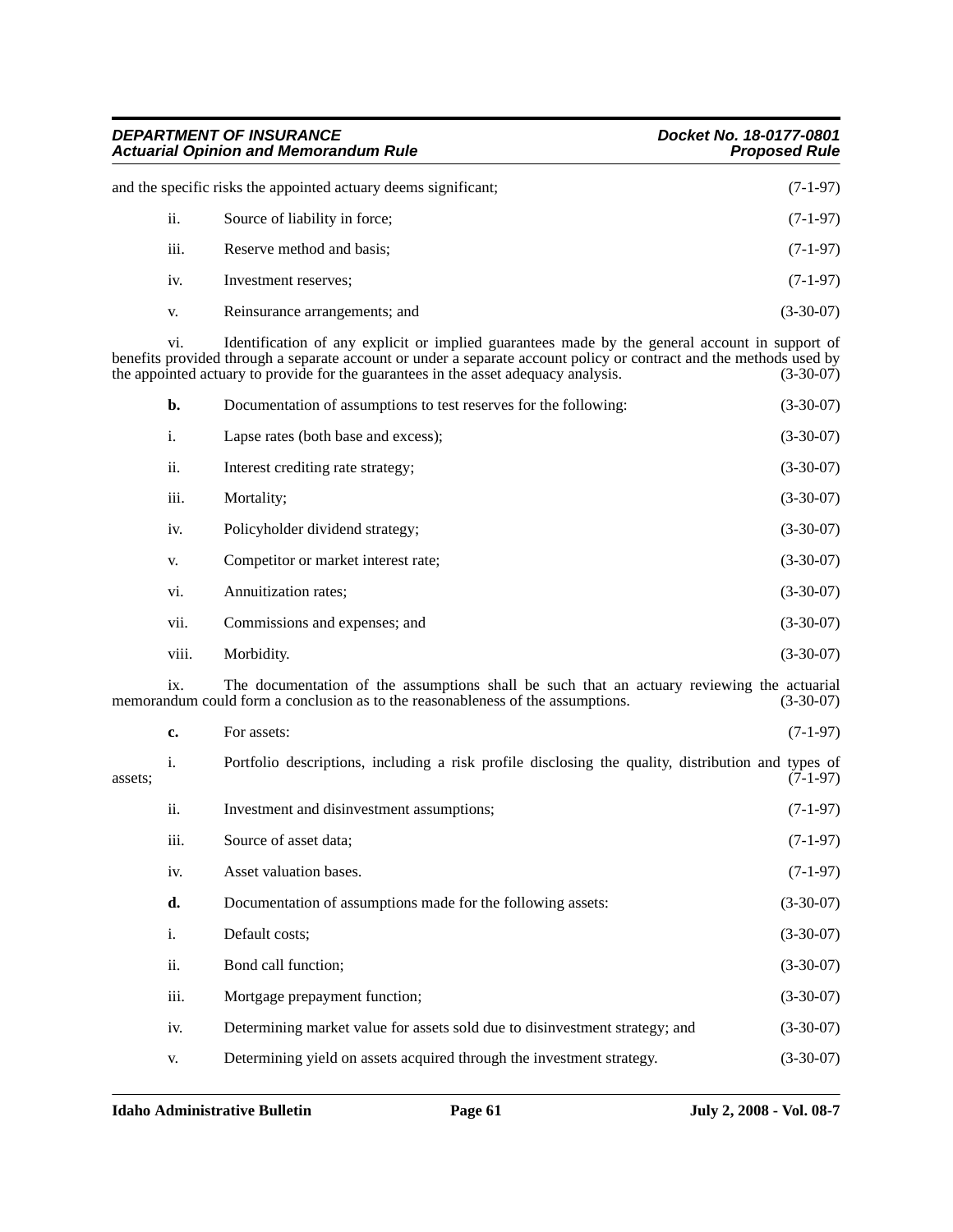and the specific risks the appointed actuary deems significant; (7-1-97)

ii. Source of liability in force; (7-1-97)

iii. Reserve method and basis; (7-1-97)

iv. Investment reserves; (7-1-97)

v. Reinsurance arrangements; and (3-30-07)

vi. Identification of any explicit or implied guarantees made by the general account in support of benefits provided through a separate account or under a separate account policy or contract and the methods used by the appointed actuary to provide for the guarantees in the asset adequacy analysis. (3-30-07)

**b.** Documentation of assumptions to test reserves for the following: (3-30-07)

i. Lapse rates (both base and excess); (3-30-07)

ii. Interest crediting rate strategy; (3-30-07)

iii. Mortality; (3-30-07)

iv. Policyholder dividend strategy; (3-30-07)

v. Competitor or market interest rate; (3-30-07)

vi. Annuitization rates; (3-30-07)

vii. Commissions and expenses; and (3-30-07)

viii. Morbidity. (3-30-07)

ix. The documentation of the assumptions shall be such that an actuary reviewing the actuarial memorandum could form a conclusion as to the reasonableness of the assumptions. (3-30-07)

**c.** For assets: (7-1-97)

i. Portfolio descriptions, including a risk profile disclosing the quality, distribution and types of assets; (7-1-97)

ii. Investment and disinvestment assumptions; (7-1-97)

iii. Source of asset data; (7-1-97)

iv. Asset valuation bases. (7-1-97)

**d.** Documentation of assumptions made for the following assets: (3-30-07)

i. Default costs; (3-30-07)

ii. Bond call function; (3-30-07)

iii. Mortgage prepayment function; (3-30-07)

iv. Determining market value for assets sold due to disinvestment strategy; and (3-30-07)

v. Determining yield on assets acquired through the investment strategy. (3-30-07)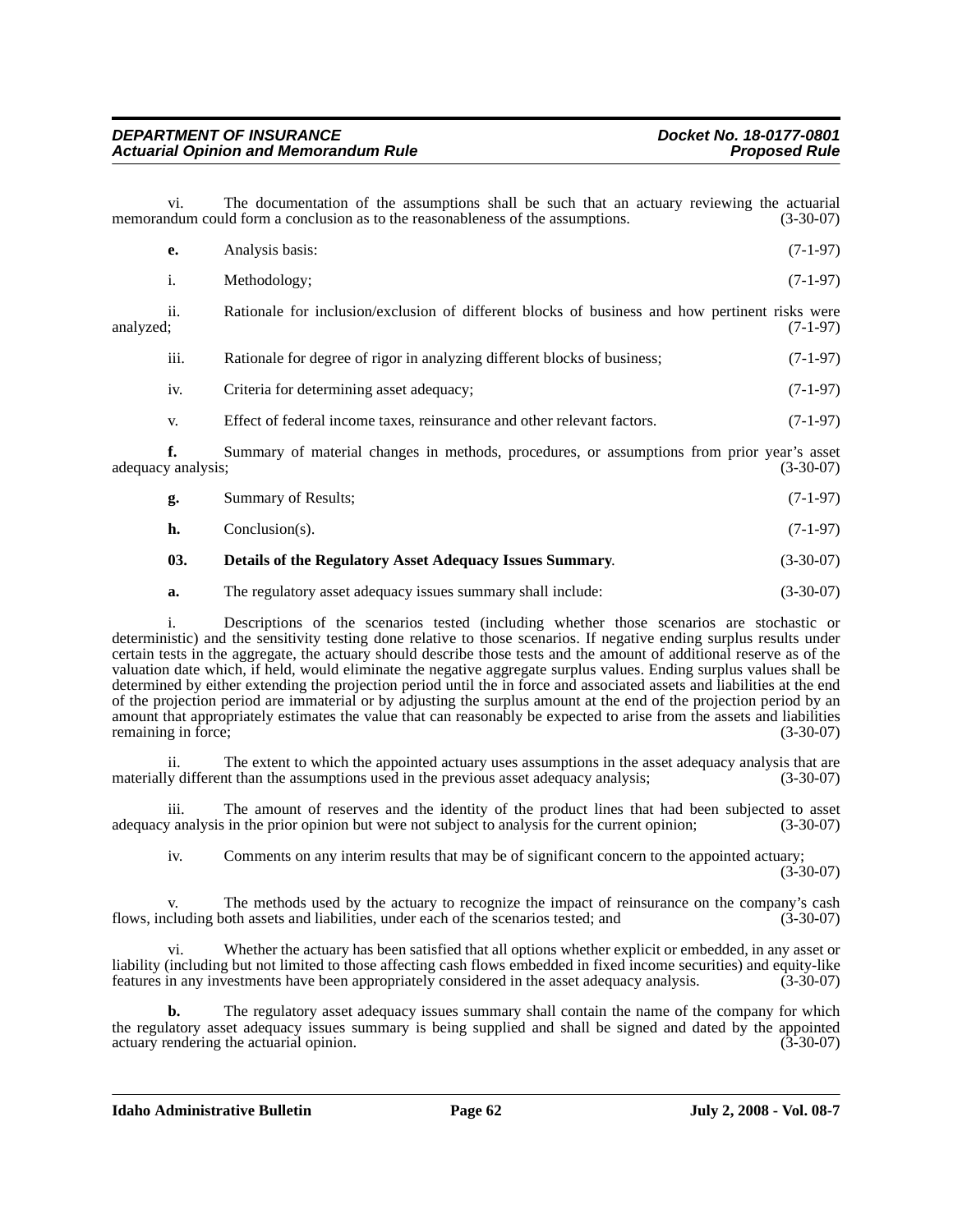vi. The documentation of the assumptions shall be such that an actuary reviewing the actuarial memorandum could form a conclusion as to the reasonableness of the assumptions. (3-30-07)

**e.** Analysis basis: (7-1-97)

i. Methodology; (7-1-97)

ii. Rationale for inclusion/exclusion of different blocks of business and how pertinent risks were analyzed; (7-1-97)

iii. Rationale for degree of rigor in analyzing different blocks of business; (7-1-97)

iv. Criteria for determining asset adequacy; (7-1-97)

v. Effect of federal income taxes, reinsurance and other relevant factors. (7-1-97)

**f.** Summary of material changes in methods, procedures, or assumptions from prior year's asset adequacy analysis; (3-30-07)

**g.** Summary of Results; (7-1-97)

**h.** Conclusion(s). (7-1-97)

**03. Details of the Regulatory Asset Adequacy Issues Summary**. (3-30-07)

**a.** The regulatory asset adequacy issues summary shall include: (3-30-07)

i. Descriptions of the scenarios tested (including whether those scenarios are stochastic or deterministic) and the sensitivity testing done relative to those scenarios. If negative ending surplus results under certain tests in the aggregate, the actuary should describe those tests and the amount of additional reserve as of the valuation date which, if held, would eliminate the negative aggregate surplus values. Ending surplus values shall be determined by either extending the projection period until the in force and associated assets and liabilities at the end of the projection period are immaterial or by adjusting the surplus amount at the end of the projection period by an amount that appropriately estimates the value that can reasonably be expected to arise from the assets and liabilities remaining in force; (3-30-07)

ii. The extent to which the appointed actuary uses assumptions in the asset adequacy analysis that are materially different than the assumptions used in the previous asset adequacy analysis; (3-30-07)

iii. The amount of reserves and the identity of the product lines that had been subjected to asset adequacy analysis in the prior opinion but were not subject to analysis for the current opinion; (3-30-07)

iv. Comments on any interim results that may be of significant concern to the appointed actuary; (3-30-07)

v. The methods used by the actuary to recognize the impact of reinsurance on the company's cash flows, including both assets and liabilities, under each of the scenarios tested; and (3-30-07)

vi. Whether the actuary has been satisfied that all options whether explicit or embedded, in any asset or liability (including but not limited to those affecting cash flows embedded in fixed income securities) and equity-like features in any investments have been appropriately considered in the asset adequacy analysis. (3-30-07)

**b.** The regulatory asset adequacy issues summary shall contain the name of the company for which the regulatory asset adequacy issues summary is being supplied and shall be signed and dated by the appointed actuary rendering the actuarial opinion. (3-30-07)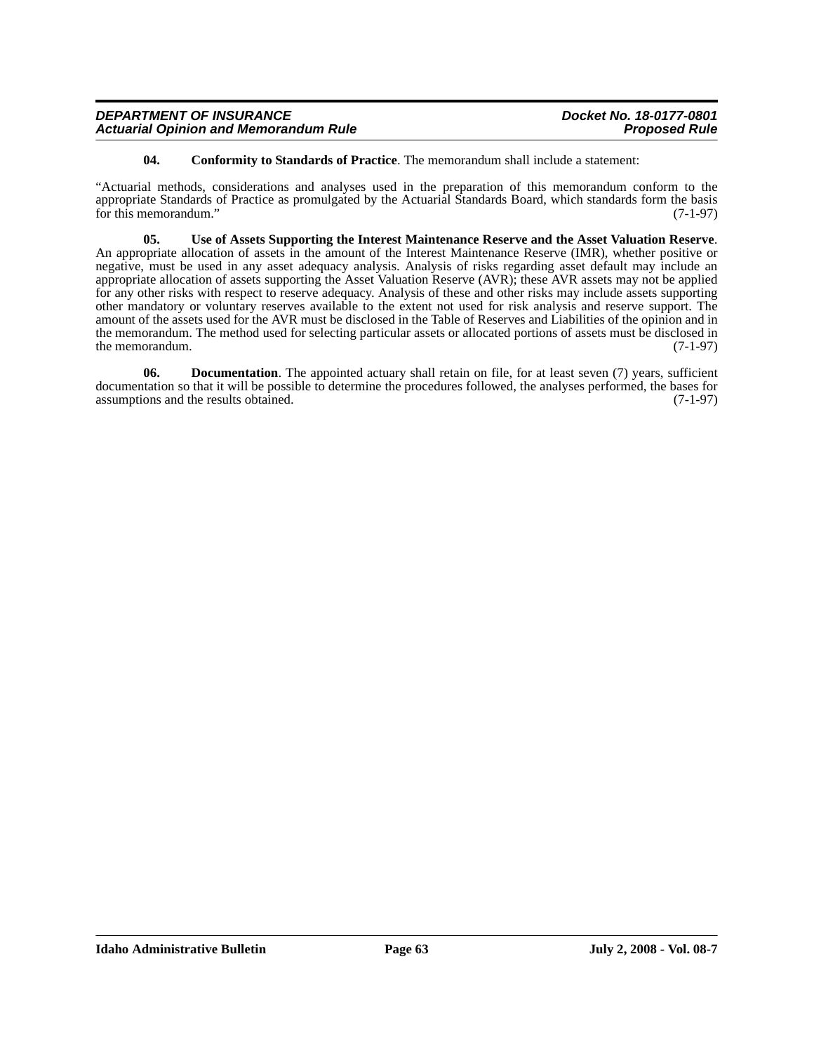**04. Conformity to Standards of Practice**. The memorandum shall include a statement:

"Actuarial methods, considerations and analyses used in the preparation of this memorandum conform to the appropriate Standards of Practice as promulgated by the Actuarial Standards Board, which standards form the basis for this memorandum." (7-1-97)

**05. Use of Assets Supporting the Interest Maintenance Reserve and the Asset Valuation Reserve**. An appropriate allocation of assets in the amount of the Interest Maintenance Reserve (IMR), whether positive or negative, must be used in any asset adequacy analysis. Analysis of risks regarding asset default may include an appropriate allocation of assets supporting the Asset Valuation Reserve (AVR); these AVR assets may not be applied for any other risks with respect to reserve adequacy. Analysis of these and other risks may include assets supporting other mandatory or voluntary reserves available to the extent not used for risk analysis and reserve support. The amount of the assets used for the AVR must be disclosed in the Table of Reserves and Liabilities of the opinion and in the memorandum. The method used for selecting particular assets or allocated portions of assets must be disclosed in the memorandum. (7-1-97)

**06. Documentation**. The appointed actuary shall retain on file, for at least seven (7) years, sufficient documentation so that it will be possible to determine the procedures followed, the analyses performed, the bases for assumptions and the results obtained. (7-1-97)